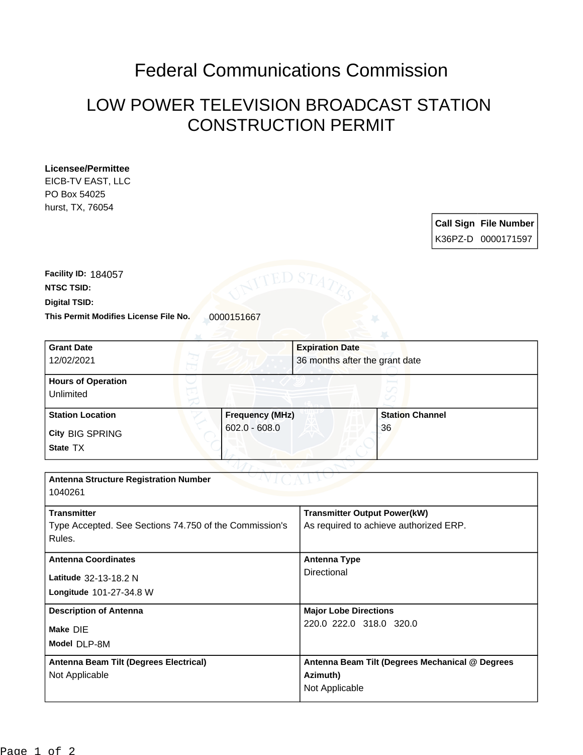# Federal Communications Commission

## LOW POWER TELEVISION BROADCAST STATION CONSTRUCTION PERMIT

**Licensee/Permittee**
EICB-TV EAST, LLC
PO Box 54025
hurst, TX, 76054

| Call Sign | File Number |
|---|---|
| K36PZ-D | 0000171597 |

**Facility ID:** 184057
**NTSC TSID:**
**Digital TSID:**
**This Permit Modifies License File No.** 0000151667

| **Grant Date** | **Expiration Date** |
|---|---|
| 12/02/2021 | 36 months after the grant date |

**Hours of Operation**
Unlimited

| **Station Location** | **Frequency (MHz)** | **Station Channel** |
|---|---|---|
| City BIG SPRING<br>State TX | 602.0 - 608.0 | 36 |

**Antenna Structure Registration Number**
1040261

| **Transmitter** | **Transmitter Output Power(kW)** |
|---|---|
| Type Accepted. See Sections 74.750 of the Commission's Rules. | As required to achieve authorized ERP. |

| **Antenna Coordinates** | **Antenna Type** |
|---|---|
| Latitude 32-13-18.2 N<br>Longitude 101-27-34.8 W | Directional |

| **Description of Antenna** | **Major Lobe Directions** |
|---|---|
| Make DIE<br>Model DLP-8M | 220.0 222.0 318.0 320.0 |

| **Antenna Beam Tilt (Degrees Electrical)** | **Antenna Beam Tilt (Degrees Mechanical @ Degrees Azimuth)** |
|---|---|
| Not Applicable | Not Applicable |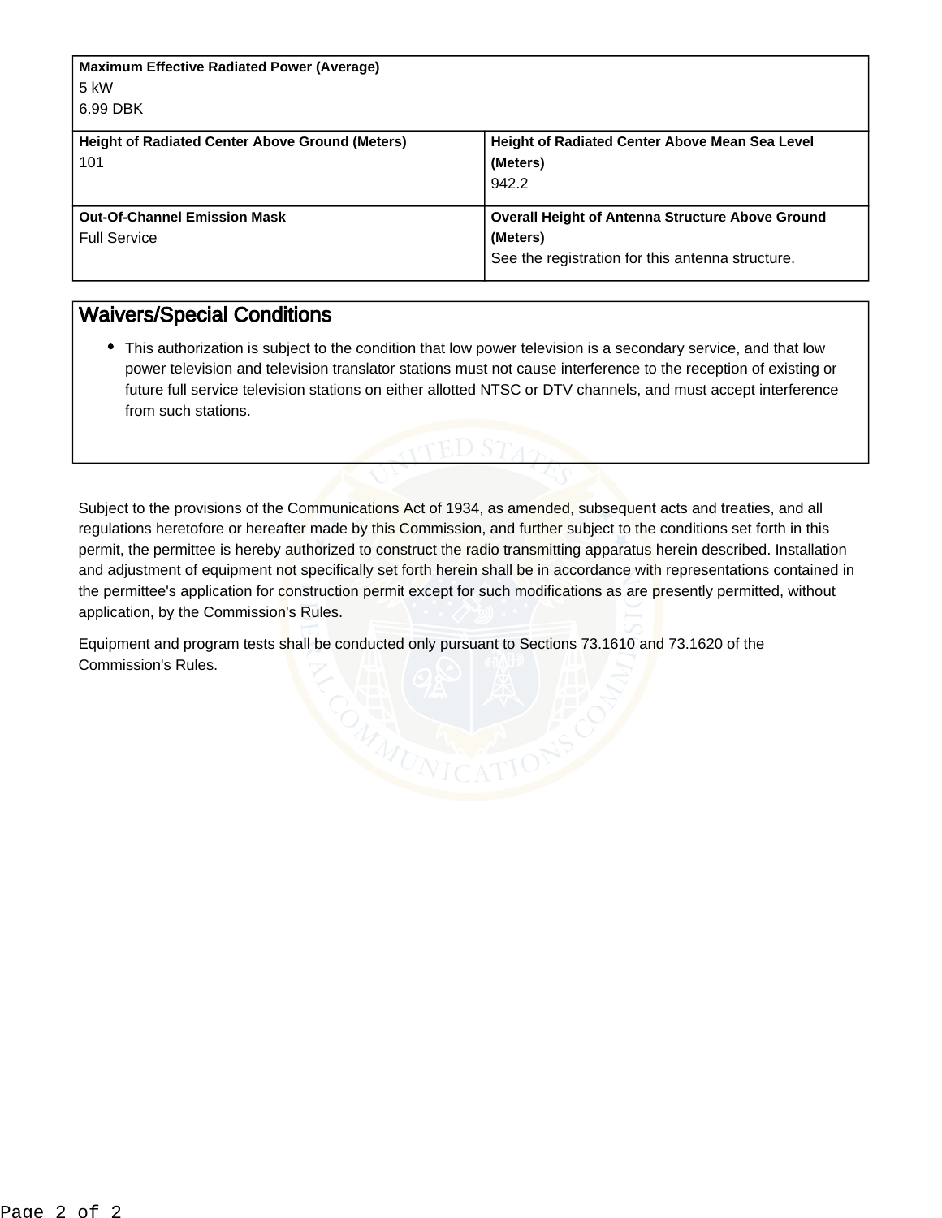| | |
|---|---|
| **Maximum Effective Radiated Power (Average)**<br>5 kW<br>6.99 DBK | |
| **Height of Radiated Center Above Ground (Meters)**<br>101 | **Height of Radiated Center Above Mean Sea Level (Meters)**<br>942.2 |
| **Out-Of-Channel Emission Mask**<br>Full Service | **Overall Height of Antenna Structure Above Ground (Meters)**<br>See the registration for this antenna structure. |

## Waivers/Special Conditions

- This authorization is subject to the condition that low power television is a secondary service, and that low power television and television translator stations must not cause interference to the reception of existing or future full service television stations on either allotted NTSC or DTV channels, and must accept interference from such stations.

Subject to the provisions of the Communications Act of 1934, as amended, subsequent acts and treaties, and all regulations heretofore or hereafter made by this Commission, and further subject to the conditions set forth in this permit, the permittee is hereby authorized to construct the radio transmitting apparatus herein described. Installation and adjustment of equipment not specifically set forth herein shall be in accordance with representations contained in the permittee's application for construction permit except for such modifications as are presently permitted, without application, by the Commission's Rules.

Equipment and program tests shall be conducted only pursuant to Sections 73.1610 and 73.1620 of the Commission's Rules.